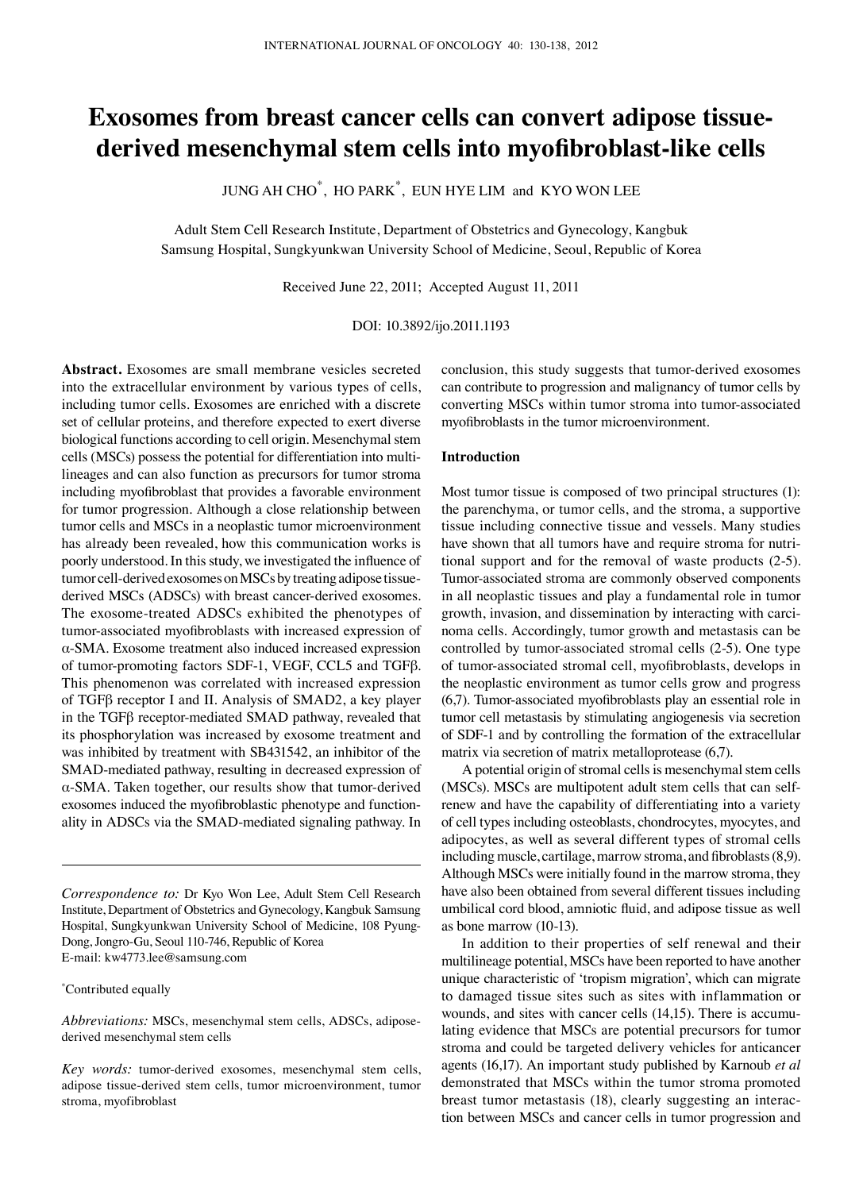# Exosomes from breast cancer cells can convert adipose tissue-derived mesenchymal stem cells into myofibroblast-like cells

JUNG AH CHO[*], HO PARK[*], EUN HYE LIM and KYO WON LEE

Adult Stem Cell Research Institute, Department of Obstetrics and Gynecology, Kangbuk Samsung Hospital, Sungkyunkwan University School of Medicine, Seoul, Republic of Korea

Received June 22, 2011; Accepted August 11, 2011

DOI: 10.3892/ijo.2011.1193

**Abstract.** Exosomes are small membrane vesicles secreted into the extracellular environment by various types of cells, including tumor cells. Exosomes are enriched with a discrete set of cellular proteins, and therefore expected to exert diverse biological functions according to cell origin. Mesenchymal stem cells (MSCs) possess the potential for differentiation into multi-lineages and can also function as precursors for tumor stroma including myofibroblast that provides a favorable environment for tumor progression. Although a close relationship between tumor cells and MSCs in a neoplastic tumor microenvironment has already been revealed, how this communication works is poorly understood. In this study, we investigated the influence of tumor cell-derived exosomes on MSCs by treating adipose tissue-derived MSCs (ADSCs) with breast cancer-derived exosomes. The exosome-treated ADSCs exhibited the phenotypes of tumor-associated myofibroblasts with increased expression of α-SMA. Exosome treatment also induced increased expression of tumor-promoting factors SDF-1, VEGF, CCL5 and TGFβ. This phenomenon was correlated with increased expression of TGFβ receptor I and II. Analysis of SMAD2, a key player in the TGFβ receptor-mediated SMAD pathway, revealed that its phosphorylation was increased by exosome treatment and was inhibited by treatment with SB431542, an inhibitor of the SMAD-mediated pathway, resulting in decreased expression of α-SMA. Taken together, our results show that tumor-derived exosomes induced the myofibroblastic phenotype and functionality in ADSCs via the SMAD-mediated signaling pathway. In conclusion, this study suggests that tumor-derived exosomes can contribute to progression and malignancy of tumor cells by converting MSCs within tumor stroma into tumor-associated myofibroblasts in the tumor microenvironment.

*Correspondence to:* Dr Kyo Won Lee, Adult Stem Cell Research Institute, Department of Obstetrics and Gynecology, Kangbuk Samsung Hospital, Sungkyunkwan University School of Medicine, 108 Pyung-Dong, Jongro-Gu, Seoul 110-746, Republic of Korea
E-mail: kw4773.lee@samsung.com

[*]Contributed equally

*Abbreviations:* MSCs, mesenchymal stem cells, ADSCs, adipose-derived mesenchymal stem cells

*Key words:* tumor-derived exosomes, mesenchymal stem cells, adipose tissue-derived stem cells, tumor microenvironment, tumor stroma, myofibroblast

## Introduction

Most tumor tissue is composed of two principal structures (1): the parenchyma, or tumor cells, and the stroma, a supportive tissue including connective tissue and vessels. Many studies have shown that all tumors have and require stroma for nutritional support and for the removal of waste products (2-5). Tumor-associated stroma are commonly observed components in all neoplastic tissues and play a fundamental role in tumor growth, invasion, and dissemination by interacting with carcinoma cells. Accordingly, tumor growth and metastasis can be controlled by tumor-associated stromal cells (2-5). One type of tumor-associated stromal cell, myofibroblasts, develops in the neoplastic environment as tumor cells grow and progress (6,7). Tumor-associated myofibroblasts play an essential role in tumor cell metastasis by stimulating angiogenesis via secretion of SDF-1 and by controlling the formation of the extracellular matrix via secretion of matrix metalloprotease (6,7).

A potential origin of stromal cells is mesenchymal stem cells (MSCs). MSCs are multipotent adult stem cells that can self-renew and have the capability of differentiating into a variety of cell types including osteoblasts, chondrocytes, myocytes, and adipocytes, as well as several different types of stromal cells including muscle, cartilage, marrow stroma, and fibroblasts (8,9). Although MSCs were initially found in the marrow stroma, they have also been obtained from several different tissues including umbilical cord blood, amniotic fluid, and adipose tissue as well as bone marrow (10-13).

In addition to their properties of self renewal and their multilineage potential, MSCs have been reported to have another unique characteristic of 'tropism migration', which can migrate to damaged tissue sites such as sites with inflammation or wounds, and sites with cancer cells (14,15). There is accumulating evidence that MSCs are potential precursors for tumor stroma and could be targeted delivery vehicles for anticancer agents (16,17). An important study published by Karnoub *et al* demonstrated that MSCs within the tumor stroma promoted breast tumor metastasis (18), clearly suggesting an interaction between MSCs and cancer cells in tumor progression and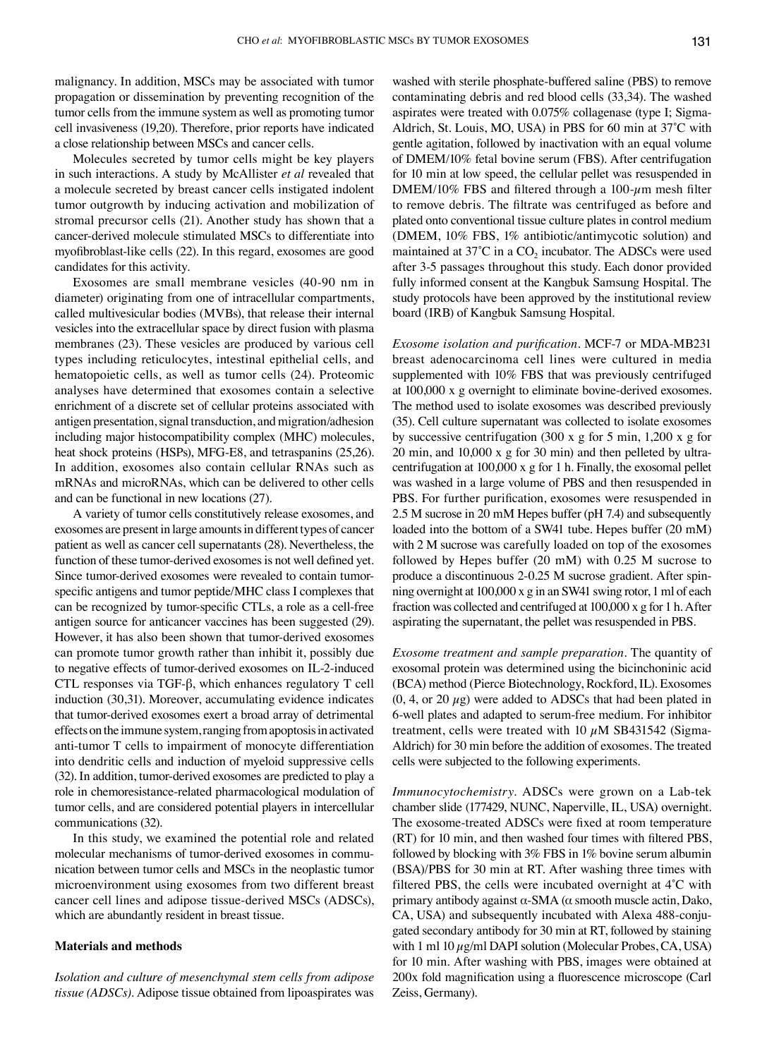malignancy. In addition, MSCs may be associated with tumor propagation or dissemination by preventing recognition of the tumor cells from the immune system as well as promoting tumor cell invasiveness (19,20). Therefore, prior reports have indicated a close relationship between MSCs and cancer cells.

Molecules secreted by tumor cells might be key players in such interactions. A study by McAllister *et al* revealed that a molecule secreted by breast cancer cells instigated indolent tumor outgrowth by inducing activation and mobilization of stromal precursor cells (21). Another study has shown that a cancer-derived molecule stimulated MSCs to differentiate into myofibroblast-like cells (22). In this regard, exosomes are good candidates for this activity.

Exosomes are small membrane vesicles (40-90 nm in diameter) originating from one of intracellular compartments, called multivesicular bodies (MVBs), that release their internal vesicles into the extracellular space by direct fusion with plasma membranes (23). These vesicles are produced by various cell types including reticulocytes, intestinal epithelial cells, and hematopoietic cells, as well as tumor cells (24). Proteomic analyses have determined that exosomes contain a selective enrichment of a discrete set of cellular proteins associated with antigen presentation, signal transduction, and migration/adhesion including major histocompatibility complex (MHC) molecules, heat shock proteins (HSPs), MFG-E8, and tetraspanins (25,26). In addition, exosomes also contain cellular RNAs such as mRNAs and microRNAs, which can be delivered to other cells and can be functional in new locations (27).

A variety of tumor cells constitutively release exosomes, and exosomes are present in large amounts in different types of cancer patient as well as cancer cell supernatants (28). Nevertheless, the function of these tumor-derived exosomes is not well defined yet. Since tumor-derived exosomes were revealed to contain tumor-specific antigens and tumor peptide/MHC class I complexes that can be recognized by tumor-specific CTLs, a role as a cell-free antigen source for anticancer vaccines has been suggested (29). However, it has also been shown that tumor-derived exosomes can promote tumor growth rather than inhibit it, possibly due to negative effects of tumor-derived exosomes on IL-2-induced CTL responses via TGF-β, which enhances regulatory T cell induction (30,31). Moreover, accumulating evidence indicates that tumor-derived exosomes exert a broad array of detrimental effects on the immune system, ranging from apoptosis in activated anti-tumor T cells to impairment of monocyte differentiation into dendritic cells and induction of myeloid suppressive cells (32). In addition, tumor-derived exosomes are predicted to play a role in chemoresistance-related pharmacological modulation of tumor cells, and are considered potential players in intercellular communications (32).

In this study, we examined the potential role and related molecular mechanisms of tumor-derived exosomes in communication between tumor cells and MSCs in the neoplastic tumor microenvironment using exosomes from two different breast cancer cell lines and adipose tissue-derived MSCs (ADSCs), which are abundantly resident in breast tissue.

## Materials and methods

*Isolation and culture of mesenchymal stem cells from adipose tissue (ADSCs).* Adipose tissue obtained from lipoaspirates was washed with sterile phosphate-buffered saline (PBS) to remove contaminating debris and red blood cells (33,34). The washed aspirates were treated with 0.075% collagenase (type I; Sigma-Aldrich, St. Louis, MO, USA) in PBS for 60 min at 37˚C with gentle agitation, followed by inactivation with an equal volume of DMEM/10% fetal bovine serum (FBS). After centrifugation for 10 min at low speed, the cellular pellet was resuspended in DMEM/10% FBS and filtered through a 100-$\mu$m mesh filter to remove debris. The filtrate was centrifuged as before and plated onto conventional tissue culture plates in control medium (DMEM, 10% FBS, 1% antibiotic/antimycotic solution) and maintained at 37˚C in a $CO_2$ incubator. The ADSCs were used after 3-5 passages throughout this study. Each donor provided fully informed consent at the Kangbuk Samsung Hospital. The study protocols have been approved by the institutional review board (IRB) of Kangbuk Samsung Hospital.

*Exosome isolation and purification.* MCF-7 or MDA-MB231 breast adenocarcinoma cell lines were cultured in media supplemented with 10% FBS that was previously centrifuged at 100,000 x g overnight to eliminate bovine-derived exosomes. The method used to isolate exosomes was described previously (35). Cell culture supernatant was collected to isolate exosomes by successive centrifugation (300 x g for 5 min, 1,200 x g for 20 min, and 10,000 x g for 30 min) and then pelleted by ultracentrifugation at 100,000 x g for 1 h. Finally, the exosomal pellet was washed in a large volume of PBS and then resuspended in PBS. For further purification, exosomes were resuspended in 2.5 M sucrose in 20 mM Hepes buffer (pH 7.4) and subsequently loaded into the bottom of a SW41 tube. Hepes buffer (20 mM) with 2 M sucrose was carefully loaded on top of the exosomes followed by Hepes buffer (20 mM) with 0.25 M sucrose to produce a discontinuous 2-0.25 M sucrose gradient. After spinning overnight at 100,000 x g in an SW41 swing rotor, 1 ml of each fraction was collected and centrifuged at 100,000 x g for 1 h. After aspirating the supernatant, the pellet was resuspended in PBS.

*Exosome treatment and sample preparation.* The quantity of exosomal protein was determined using the bicinchoninic acid (BCA) method (Pierce Biotechnology, Rockford, IL). Exosomes (0, 4, or 20 $\mu$g) were added to ADSCs that had been plated in 6-well plates and adapted to serum-free medium. For inhibitor treatment, cells were treated with 10 $\mu$M SB431542 (Sigma-Aldrich) for 30 min before the addition of exosomes. The treated cells were subjected to the following experiments.

*Immunocytochemistry.* ADSCs were grown on a Lab-tek chamber slide (177429, NUNC, Naperville, IL, USA) overnight. The exosome-treated ADSCs were fixed at room temperature (RT) for 10 min, and then washed four times with filtered PBS, followed by blocking with 3% FBS in 1% bovine serum albumin (BSA)/PBS for 30 min at RT. After washing three times with filtered PBS, the cells were incubated overnight at 4˚C with primary antibody against α-SMA (α smooth muscle actin, Dako, CA, USA) and subsequently incubated with Alexa 488-conjugated secondary antibody for 30 min at RT, followed by staining with 1 ml 10 $\mu$g/ml DAPI solution (Molecular Probes, CA, USA) for 10 min. After washing with PBS, images were obtained at 200x fold magnification using a fluorescence microscope (Carl Zeiss, Germany).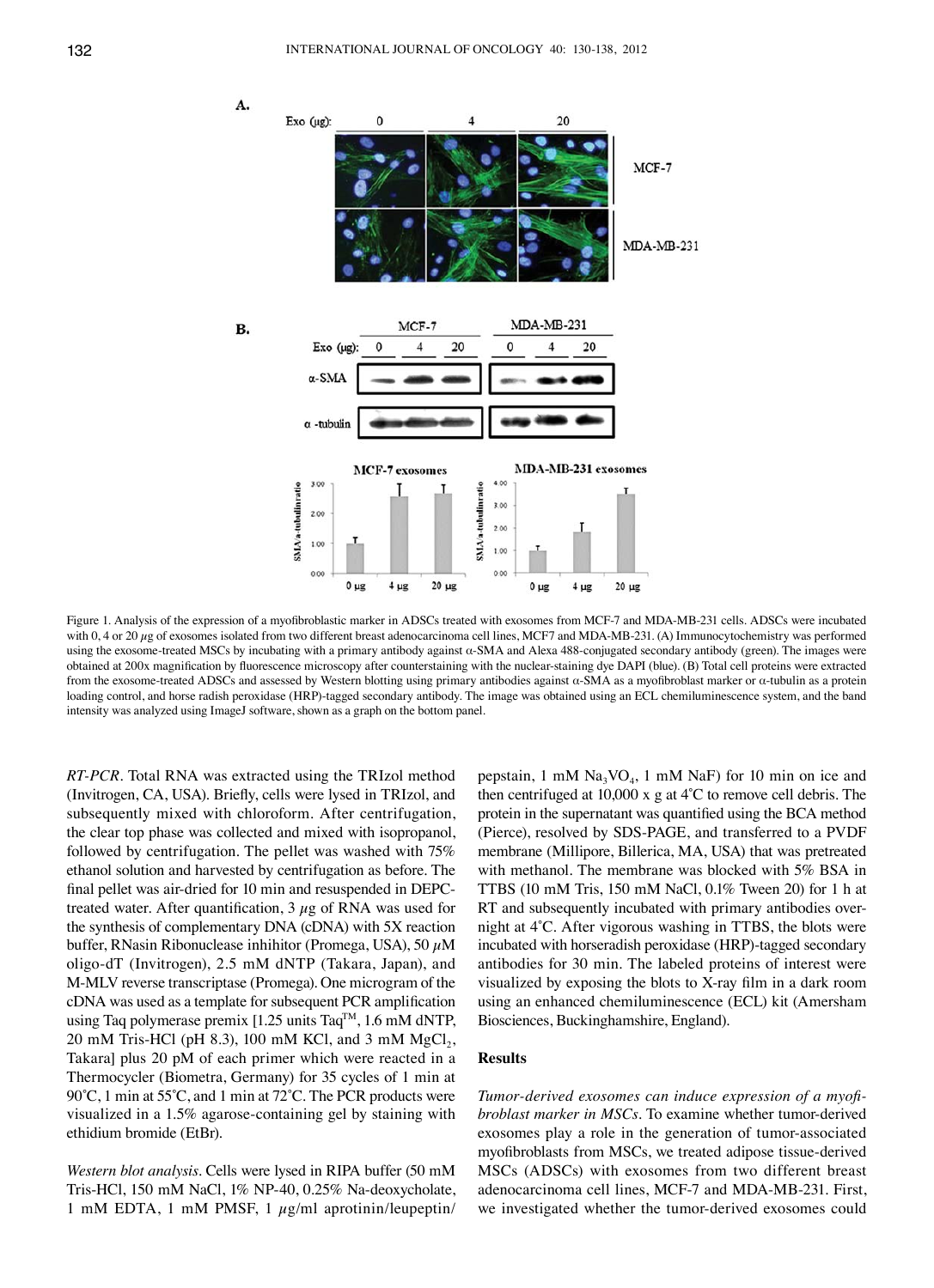Figure 1. Analysis of the expression of a myofibroblastic marker in ADSCs treated with exosomes from MCF-7 and MDA-MB-231 cells. ADSCs were incubated with 0, 4 or 20 $\mu$g of exosomes isolated from two different breast adenocarcinoma cell lines, MCF7 and MDA-MB-231. (A) Immunocytochemistry was performed using the exosome-treated MSCs by incubating with a primary antibody against α-SMA and Alexa 488-conjugated secondary antibody (green). The images were obtained at 200x magnification by fluorescence microscopy after counterstaining with the nuclear-staining dye DAPI (blue). (B) Total cell proteins were extracted from the exosome-treated ADSCs and assessed by Western blotting using primary antibodies against α-SMA as a myofibroblast marker or α-tubulin as a protein loading control, and horse radish peroxidase (HRP)-tagged secondary antibody. The image was obtained using an ECL chemiluminescence system, and the band intensity was analyzed using ImageJ software, shown as a graph on the bottom panel.

*RT-PCR*. Total RNA was extracted using the TRIzol method (Invitrogen, CA, USA). Briefly, cells were lysed in TRIzol, and subsequently mixed with chloroform. After centrifugation, the clear top phase was collected and mixed with isopropanol, followed by centrifugation. The pellet was washed with 75% ethanol solution and harvested by centrifugation as before. The final pellet was air-dried for 10 min and resuspended in DEPC-treated water. After quantification, 3 $\mu$g of RNA was used for the synthesis of complementary DNA (cDNA) with 5X reaction buffer, RNasin Ribonuclease inhibitor (Promega, USA), 50 $\mu$M oligo-dT (Invitrogen), 2.5 mM dNTP (Takara, Japan), and M-MLV reverse transcriptase (Promega). One microgram of the cDNA was used as a template for subsequent PCR amplification using Taq polymerase premix [1.25 units Taq™, 1.6 mM dNTP, 20 mM Tris-HCl (pH 8.3), 100 mM KCl, and 3 mM $MgCl_2$, Takara] plus 20 pM of each primer which were reacted in a Thermocycler (Biometra, Germany) for 35 cycles of 1 min at 90˚C, 1 min at 55˚C, and 1 min at 72˚C. The PCR products were visualized in a 1.5% agarose-containing gel by staining with ethidium bromide (EtBr).

*Western blot analysis*. Cells were lysed in RIPA buffer (50 mM Tris-HCl, 150 mM NaCl, 1% NP-40, 0.25% Na-deoxycholate, 1 mM EDTA, 1 mM PMSF, 1 $\mu$g/ml aprotinin/leupeptin/pepstain, 1 mM $Na_3VO_4$, 1 mM NaF) for 10 min on ice and then centrifuged at 10,000 x g at 4˚C to remove cell debris. The protein in the supernatant was quantified using the BCA method (Pierce), resolved by SDS-PAGE, and transferred to a PVDF membrane (Millipore, Billerica, MA, USA) that was pretreated with methanol. The membrane was blocked with 5% BSA in TTBS (10 mM Tris, 150 mM NaCl, 0.1% Tween 20) for 1 h at RT and subsequently incubated with primary antibodies overnight at 4˚C. After vigorous washing in TTBS, the blots were incubated with horseradish peroxidase (HRP)-tagged secondary antibodies for 30 min. The labeled proteins of interest were visualized by exposing the blots to X-ray film in a dark room using an enhanced chemiluminescence (ECL) kit (Amersham Biosciences, Buckinghamshire, England).

## Results

*Tumor-derived exosomes can induce expression of a myofibroblast marker in MSCs*. To examine whether tumor-derived exosomes play a role in the generation of tumor-associated myofibroblasts from MSCs, we treated adipose tissue-derived MSCs (ADSCs) with exosomes from two different breast adenocarcinoma cell lines, MCF-7 and MDA-MB-231. First, we investigated whether the tumor-derived exosomes could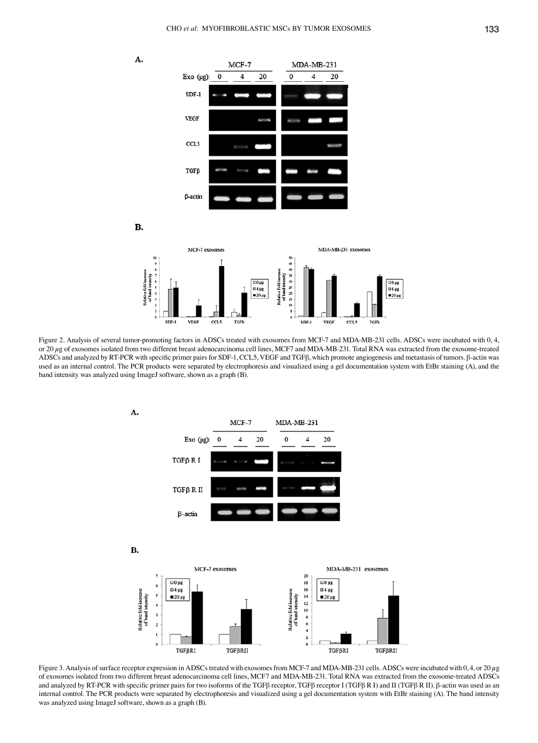Figure 2. Analysis of several tumor-promoting factors in ADSCs treated with exosomes from MCF-7 and MDA-MB-231 cells. ADSCs were incubated with 0, 4, or 20 $\mu$g of exosomes isolated from two different breast adenocarcinoma cell lines, MCF7 and MDA-MB-231. Total RNA was extracted from the exosome-treated ADSCs and analyzed by RT-PCR with specific primer pairs for SDF-1, CCL5, VEGF and TGFβ, which promote angiogenesis and metastasis of tumors. β-actin was used as an internal control. The PCR products were separated by electrophoresis and visualized using a gel documentation system with EtBr staining (A), and the band intensity was analyzed using ImageJ software, shown as a graph (B).

Figure 3. Analysis of surface receptor expression in ADSCs treated with exosomes from MCF-7 and MDA-MB-231 cells. ADSCs were incubated with 0, 4, or 20 $\mu$g of exosomes isolated from two different breast adenocarcinoma cell lines, MCF7 and MDA-MB-231. Total RNA was extracted from the exosome-treated ADSCs and analyzed by RT-PCR with specific primer pairs for two isoforms of the TGFβ receptor, TGFβ receptor I (TGFβ R I) and II (TGFβ R II). β-actin was used as an internal control. The PCR products were separated by electrophoresis and visualized using a gel documentation system with EtBr staining (A). The band intensity was analyzed using ImageJ software, shown as a graph (B).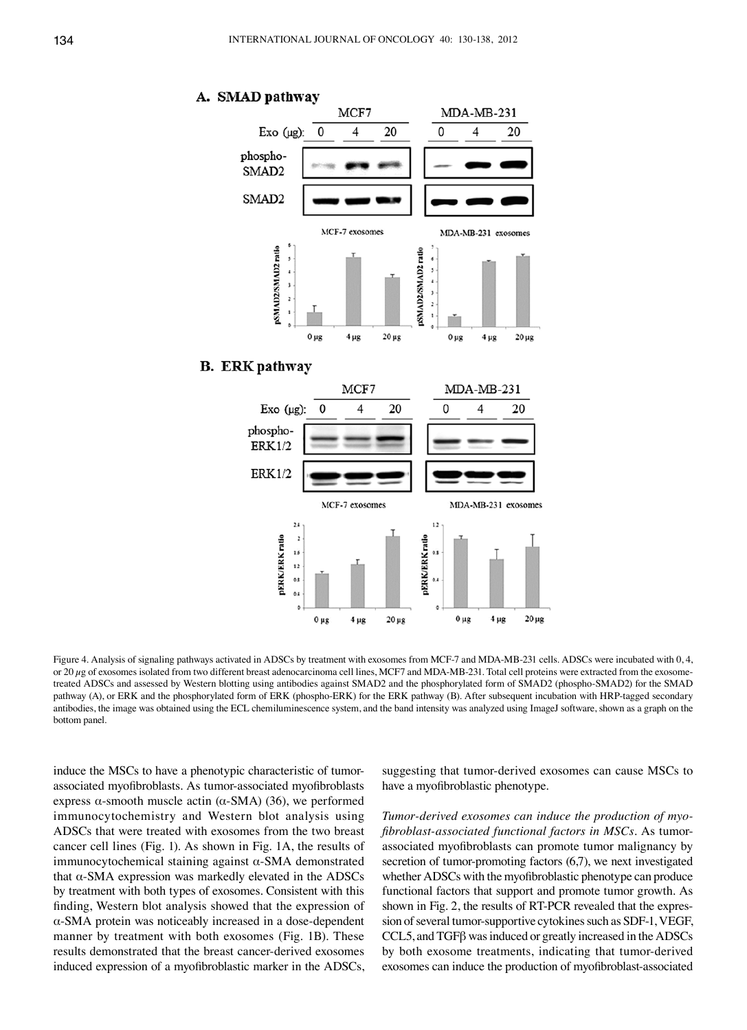Figure 4. Analysis of signaling pathways activated in ADSCs by treatment with exosomes from MCF-7 and MDA-MB-231 cells. ADSCs were incubated with 0, 4, or 20 $\mu$g of exosomes isolated from two different breast adenocarcinoma cell lines, MCF7 and MDA-MB-231. Total cell proteins were extracted from the exosome-treated ADSCs and assessed by Western blotting using antibodies against SMAD2 and the phosphorylated form of SMAD2 (phospho-SMAD2) for the SMAD pathway (A), or ERK and the phosphorylated form of ERK (phospho-ERK) for the ERK pathway (B). After subsequent incubation with HRP-tagged secondary antibodies, the image was obtained using the ECL chemiluminescence system, and the band intensity was analyzed using ImageJ software, shown as a graph on the bottom panel.

induce the MSCs to have a phenotypic characteristic of tumor-associated myofibroblasts. As tumor-associated myofibroblasts express α-smooth muscle actin (α-SMA) (36), we performed immunocytochemistry and Western blot analysis using ADSCs that were treated with exosomes from the two breast cancer cell lines (Fig. 1). As shown in Fig. 1A, the results of immunocytochemical staining against α-SMA demonstrated that α-SMA expression was markedly elevated in the ADSCs by treatment with both types of exosomes. Consistent with this finding, Western blot analysis showed that the expression of α-SMA protein was noticeably increased in a dose-dependent manner by treatment with both exosomes (Fig. 1B). These results demonstrated that the breast cancer-derived exosomes induced expression of a myofibroblastic marker in the ADSCs, suggesting that tumor-derived exosomes can cause MSCs to have a myofibroblastic phenotype.

*Tumor-derived exosomes can induce the production of myofibroblast-associated functional factors in MSCs.* As tumor-associated myofibroblasts can promote tumor malignancy by secretion of tumor-promoting factors (6,7), we next investigated whether ADSCs with the myofibroblastic phenotype can produce functional factors that support and promote tumor growth. As shown in Fig. 2, the results of RT-PCR revealed that the expression of several tumor-supportive cytokines such as SDF-1, VEGF, CCL5, and TGFβ was induced or greatly increased in the ADSCs by both exosome treatments, indicating that tumor-derived exosomes can induce the production of myofibroblast-associated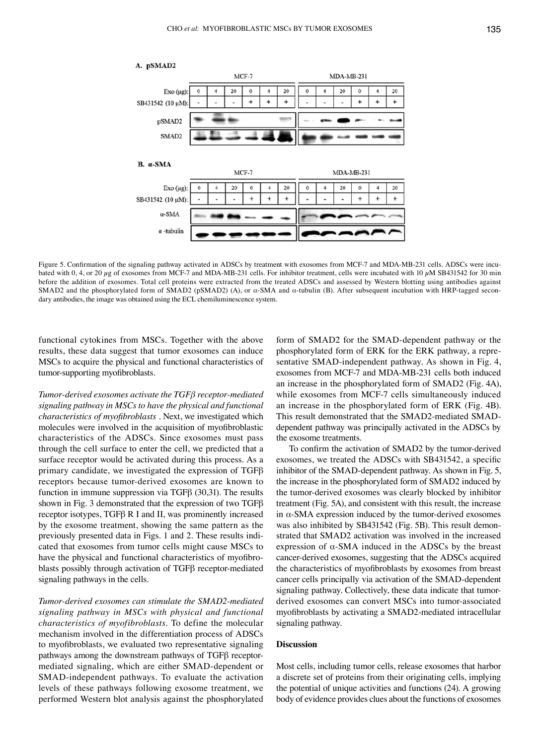Figure 5. Confirmation of the signaling pathway activated in ADSCs by treatment with exosomes from MCF-7 and MDA-MB-231 cells. ADSCs were incubated with 0, 4, or 20 $\mu$g of exosomes from MCF-7 and MDA-MB-231 cells. For inhibitor treatment, cells were incubated with 10 $\mu$M SB431542 for 30 min before the addition of exosomes. Total cell proteins were extracted from the treated ADSCs and assessed by Western blotting using antibodies against SMAD2 and the phosphorylated form of SMAD2 (pSMAD2) (A), or α-SMA and α-tubulin (B). After subsequent incubation with HRP-tagged secondary antibodies, the image was obtained using the ECL chemiluminescence system.

functional cytokines from MSCs. Together with the above results, these data suggest that tumor exosomes can induce MSCs to acquire the physical and functional characteristics of tumor-supporting myofibroblasts.

*Tumor-derived exosomes activate the TGFβ receptor-mediated signaling pathway in MSCs to have the physical and functional characteristics of myofibroblasts*. Next, we investigated which molecules were involved in the acquisition of myofibroblastic characteristics of the ADSCs. Since exosomes must pass through the cell surface to enter the cell, we predicted that a surface receptor would be activated during this process. As a primary candidate, we investigated the expression of TGFβ receptors because tumor-derived exosomes are known to function in immune suppression via TGFβ (30,31). The results shown in Fig. 3 demonstrated that the expression of two TGFβ receptor isotypes, TGFβ R I and II, was prominently increased by the exosome treatment, showing the same pattern as the previously presented data in Figs. 1 and 2. These results indicated that exosomes from tumor cells might cause MSCs to have the physical and functional characteristics of myofibroblasts possibly through activation of TGFβ receptor-mediated signaling pathways in the cells.

*Tumor-derived exosomes can stimulate the SMAD2-mediated signaling pathway in MSCs with physical and functional characteristics of myofibroblasts*. To define the molecular mechanism involved in the differentiation process of ADSCs to myofibroblasts, we evaluated two representative signaling pathways among the downstream pathways of TGFβ receptor-mediated signaling, which are either SMAD-dependent or SMAD-independent pathways. To evaluate the activation levels of these pathways following exosome treatment, we performed Western blot analysis against the phosphorylated form of SMAD2 for the SMAD-dependent pathway or the phosphorylated form of ERK for the ERK pathway, a representative SMAD-independent pathway. As shown in Fig. 4, exosomes from MCF-7 and MDA-MB-231 cells both induced an increase in the phosphorylated form of SMAD2 (Fig. 4A), while exosomes from MCF-7 cells simultaneously induced an increase in the phosphorylated form of ERK (Fig. 4B). This result demonstrated that the SMAD2-mediated SMAD-dependent pathway was principally activated in the ADSCs by the exosome treatments.

To confirm the activation of SMAD2 by the tumor-derived exosomes, we treated the ADSCs with SB431542, a specific inhibitor of the SMAD-dependent pathway. As shown in Fig. 5, the increase in the phosphorylated form of SMAD2 induced by the tumor-derived exosomes was clearly blocked by inhibitor treatment (Fig. 5A), and consistent with this result, the increase in α-SMA expression induced by the tumor-derived exosomes was also inhibited by SB431542 (Fig. 5B). This result demonstrated that SMAD2 activation was involved in the increased expression of α-SMA induced in the ADSCs by the breast cancer-derived exosomes, suggesting that the ADSCs acquired the characteristics of myofibroblasts by exosomes from breast cancer cells principally via activation of the SMAD-dependent signaling pathway. Collectively, these data indicate that tumor-derived exosomes can convert MSCs into tumor-associated myofibroblasts by activating a SMAD2-mediated intracellular signaling pathway.

## Discussion

Most cells, including tumor cells, release exosomes that harbor a discrete set of proteins from their originating cells, implying the potential of unique activities and functions (24). A growing body of evidence provides clues about the functions of exosomes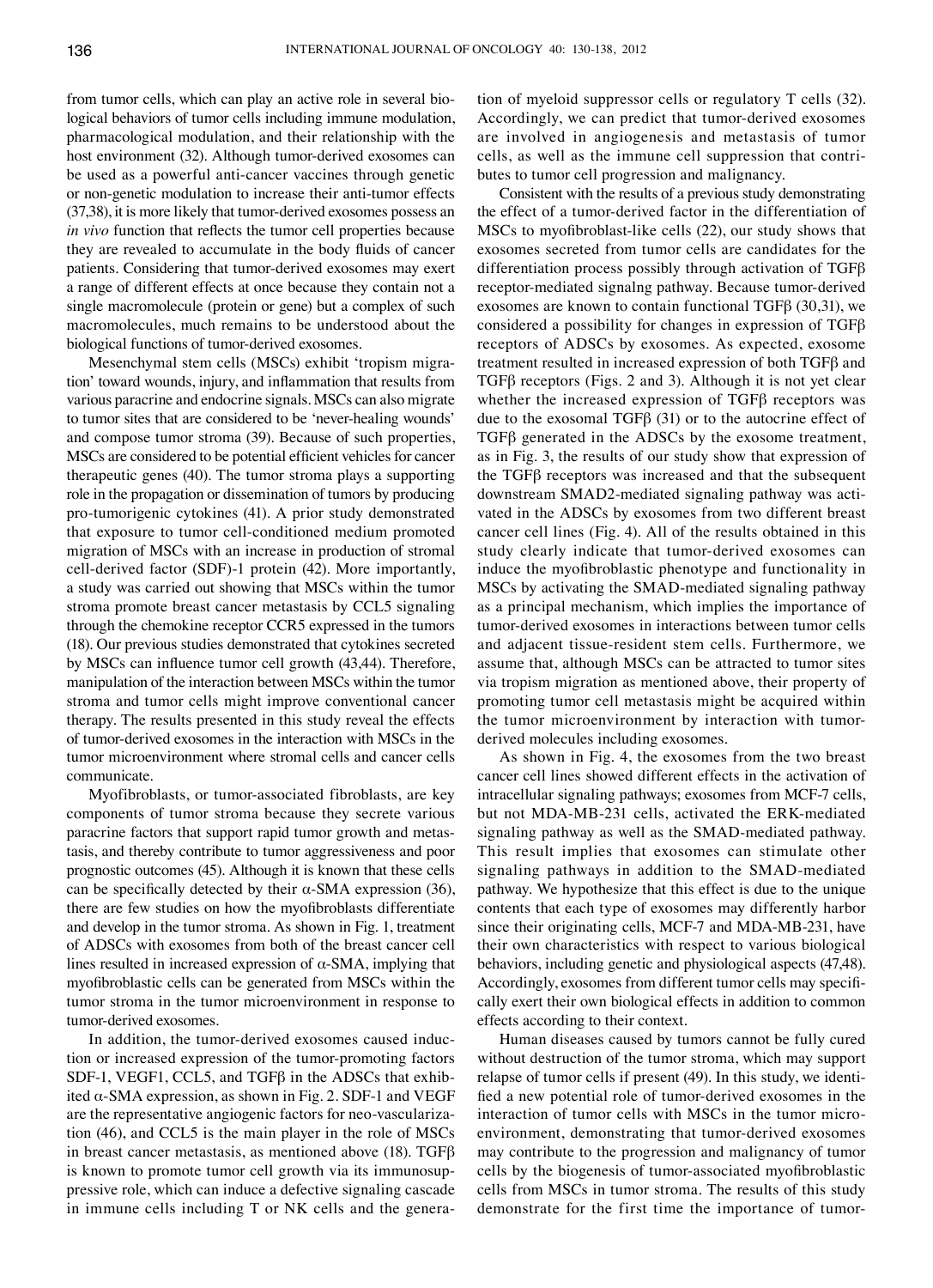from tumor cells, which can play an active role in several biological behaviors of tumor cells including immune modulation, pharmacological modulation, and their relationship with the host environment (32). Although tumor-derived exosomes can be used as a powerful anti-cancer vaccines through genetic or non-genetic modulation to increase their anti-tumor effects (37,38), it is more likely that tumor-derived exosomes possess an *in vivo* function that reflects the tumor cell properties because they are revealed to accumulate in the body fluids of cancer patients. Considering that tumor-derived exosomes may exert a range of different effects at once because they contain not a single macromolecule (protein or gene) but a complex of such macromolecules, much remains to be understood about the biological functions of tumor-derived exosomes.

Mesenchymal stem cells (MSCs) exhibit 'tropism migration' toward wounds, injury, and inflammation that results from various paracrine and endocrine signals. MSCs can also migrate to tumor sites that are considered to be 'never-healing wounds' and compose tumor stroma (39). Because of such properties, MSCs are considered to be potential efficient vehicles for cancer therapeutic genes (40). The tumor stroma plays a supporting role in the propagation or dissemination of tumors by producing pro-tumorigenic cytokines (41). A prior study demonstrated that exposure to tumor cell-conditioned medium promoted migration of MSCs with an increase in production of stromal cell-derived factor (SDF)-1 protein (42). More importantly, a study was carried out showing that MSCs within the tumor stroma promote breast cancer metastasis by CCL5 signaling through the chemokine receptor CCR5 expressed in the tumors (18). Our previous studies demonstrated that cytokines secreted by MSCs can influence tumor cell growth (43,44). Therefore, manipulation of the interaction between MSCs within the tumor stroma and tumor cells might improve conventional cancer therapy. The results presented in this study reveal the effects of tumor-derived exosomes in the interaction with MSCs in the tumor microenvironment where stromal cells and cancer cells communicate.

Myofibroblasts, or tumor-associated fibroblasts, are key components of tumor stroma because they secrete various paracrine factors that support rapid tumor growth and metastasis, and thereby contribute to tumor aggressiveness and poor prognostic outcomes (45). Although it is known that these cells can be specifically detected by their α-SMA expression (36), there are few studies on how the myofibroblasts differentiate and develop in the tumor stroma. As shown in Fig. 1, treatment of ADSCs with exosomes from both of the breast cancer cell lines resulted in increased expression of α-SMA, implying that myofibroblastic cells can be generated from MSCs within the tumor stroma in the tumor microenvironment in response to tumor-derived exosomes.

In addition, the tumor-derived exosomes caused induction or increased expression of the tumor-promoting factors SDF-1, VEGF1, CCL5, and TGFβ in the ADSCs that exhibited α-SMA expression, as shown in Fig. 2. SDF-1 and VEGF are the representative angiogenic factors for neo-vascularization (46), and CCL5 is the main player in the role of MSCs in breast cancer metastasis, as mentioned above (18). TGFβ is known to promote tumor cell growth via its immunosuppressive role, which can induce a defective signaling cascade in immune cells including T or NK cells and the generation of myeloid suppressor cells or regulatory T cells (32). Accordingly, we can predict that tumor-derived exosomes are involved in angiogenesis and metastasis of tumor cells, as well as the immune cell suppression that contributes to tumor cell progression and malignancy.

Consistent with the results of a previous study demonstrating the effect of a tumor-derived factor in the differentiation of MSCs to myofibroblast-like cells (22), our study shows that exosomes secreted from tumor cells are candidates for the differentiation process possibly through activation of TGFβ receptor-mediated signalng pathway. Because tumor-derived exosomes are known to contain functional TGFβ (30,31), we considered a possibility for changes in expression of TGFβ receptors of ADSCs by exosomes. As expected, exosome treatment resulted in increased expression of both TGFβ and TGFβ receptors (Figs. 2 and 3). Although it is not yet clear whether the increased expression of TGFβ receptors was due to the exosomal TGFβ (31) or to the autocrine effect of TGFβ generated in the ADSCs by the exosome treatment, as in Fig. 3, the results of our study show that expression of the TGFβ receptors was increased and that the subsequent downstream SMAD2-mediated signaling pathway was activated in the ADSCs by exosomes from two different breast cancer cell lines (Fig. 4). All of the results obtained in this study clearly indicate that tumor-derived exosomes can induce the myofibroblastic phenotype and functionality in MSCs by activating the SMAD-mediated signaling pathway as a principal mechanism, which implies the importance of tumor-derived exosomes in interactions between tumor cells and adjacent tissue-resident stem cells. Furthermore, we assume that, although MSCs can be attracted to tumor sites via tropism migration as mentioned above, their property of promoting tumor cell metastasis might be acquired within the tumor microenvironment by interaction with tumor-derived molecules including exosomes.

As shown in Fig. 4, the exosomes from the two breast cancer cell lines showed different effects in the activation of intracellular signaling pathways; exosomes from MCF-7 cells, but not MDA-MB-231 cells, activated the ERK-mediated signaling pathway as well as the SMAD-mediated pathway. This result implies that exosomes can stimulate other signaling pathways in addition to the SMAD-mediated pathway. We hypothesize that this effect is due to the unique contents that each type of exosomes may differently harbor since their originating cells, MCF-7 and MDA-MB-231, have their own characteristics with respect to various biological behaviors, including genetic and physiological aspects (47,48). Accordingly, exosomes from different tumor cells may specifically exert their own biological effects in addition to common effects according to their context.

Human diseases caused by tumors cannot be fully cured without destruction of the tumor stroma, which may support relapse of tumor cells if present (49). In this study, we identified a new potential role of tumor-derived exosomes in the interaction of tumor cells with MSCs in the tumor microenvironment, demonstrating that tumor-derived exosomes may contribute to the progression and malignancy of tumor cells by the biogenesis of tumor-associated myofibroblastic cells from MSCs in tumor stroma. The results of this study demonstrate for the first time the importance of tumor-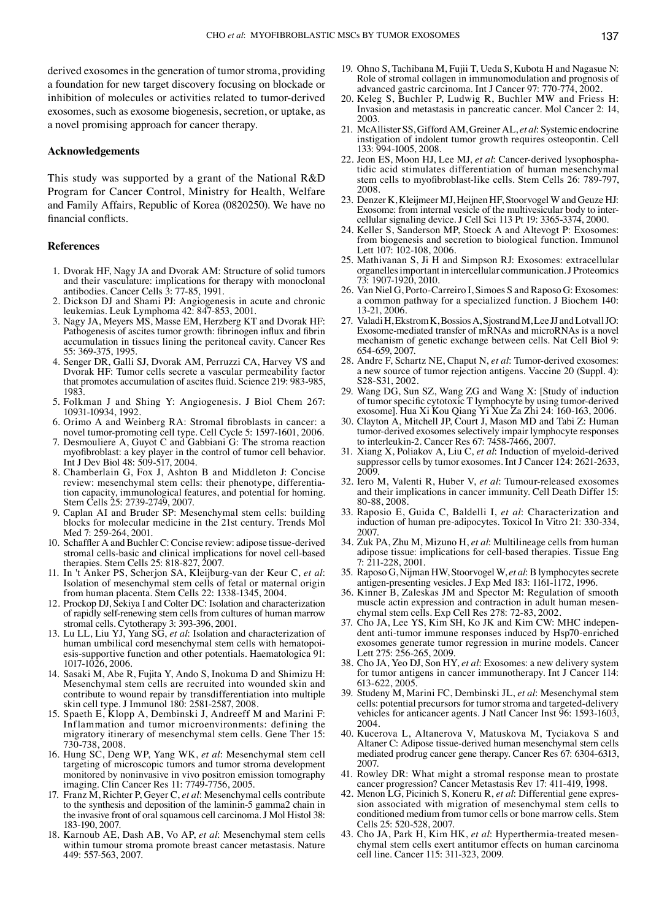derived exosomes in the generation of tumor stroma, providing a foundation for new target discovery focusing on blockade or inhibition of molecules or activities related to tumor-derived exosomes, such as exosome biogenesis, secretion, or uptake, as a novel promising approach for cancer therapy.

## Acknowledgements

This study was supported by a grant of the National R&D Program for Cancer Control, Ministry for Health, Welfare and Family Affairs, Republic of Korea (0820250). We have no financial conflicts.

## References

1. Dvorak HF, Nagy JA and Dvorak AM: Structure of solid tumors and their vasculature: implications for therapy with monoclonal antibodies. Cancer Cells 3: 77-85, 1991.
2. Dickson DJ and Shami PJ: Angiogenesis in acute and chronic leukemias. Leuk Lymphoma 42: 847-853, 2001.
3. Nagy JA, Meyers MS, Masse EM, Herzberg KT and Dvorak HF: Pathogenesis of ascites tumor growth: fibrinogen influx and fibrin accumulation in tissues lining the peritoneal cavity. Cancer Res 55: 369-375, 1995.
4. Senger DR, Galli SJ, Dvorak AM, Perruzzi CA, Harvey VS and Dvorak HF: Tumor cells secrete a vascular permeability factor that promotes accumulation of ascites fluid. Science 219: 983-985, 1983.
5. Folkman J and Shing Y: Angiogenesis. J Biol Chem 267: 10931-10934, 1992.
6. Orimo A and Weinberg RA: Stromal fibroblasts in cancer: a novel tumor-promoting cell type. Cell Cycle 5: 1597-1601, 2006.
7. Desmouliere A, Guyot C and Gabbiani G: The stroma reaction myofibroblast: a key player in the control of tumor cell behavior. Int J Dev Biol 48: 509-517, 2004.
8. Chamberlain G, Fox J, Ashton B and Middleton J: Concise review: mesenchymal stem cells: their phenotype, differentiation capacity, immunological features, and potential for homing. Stem Cells 25: 2739-2749, 2007.
9. Caplan AI and Bruder SP: Mesenchymal stem cells: building blocks for molecular medicine in the 21st century. Trends Mol Med 7: 259-264, 2001.
10. Schaffler A and Buchler C: Concise review: adipose tissue-derived stromal cells-basic and clinical implications for novel cell-based therapies. Stem Cells 25: 818-827, 2007.
11. In 't Anker PS, Scherjon SA, Kleijburg-van der Keur C, *et al*: Isolation of mesenchymal stem cells of fetal or maternal origin from human placenta. Stem Cells 22: 1338-1345, 2004.
12. Prockop DJ, Sekiya I and Colter DC: Isolation and characterization of rapidly self-renewing stem cells from cultures of human marrow stromal cells. Cytotherapy 3: 393-396, 2001.
13. Lu LL, Liu YJ, Yang SG, *et al*: Isolation and characterization of human umbilical cord mesenchymal stem cells with hematopoiesis-supportive function and other potentials. Haematologica 91: 1017-1026, 2006.
14. Sasaki M, Abe R, Fujita Y, Ando S, Inokuma D and Shimizu H: Mesenchymal stem cells are recruited into wounded skin and contribute to wound repair by transdifferentiation into multiple skin cell type. J Immunol 180: 2581-2587, 2008.
15. Spaeth E, Klopp A, Dembinski J, Andreeff M and Marini F: Inflammation and tumor microenvironments: defining the migratory itinerary of mesenchymal stem cells. Gene Ther 15: 730-738, 2008.
16. Hung SC, Deng WP, Yang WK, *et al*: Mesenchymal stem cell targeting of microscopic tumors and tumor stroma development monitored by noninvasive in vivo positron emission tomography imaging. Clin Cancer Res 11: 7749-7756, 2005.
17. Franz M, Richter P, Geyer C, *et al*: Mesenchymal cells contribute to the synthesis and deposition of the laminin-5 gamma2 chain in the invasive front of oral squamous cell carcinoma. J Mol Histol 38: 183-190, 2007.
18. Karnoub AE, Dash AB, Vo AP, *et al*: Mesenchymal stem cells within tumour stroma promote breast cancer metastasis. Nature 449: 557-563, 2007.
19. Ohno S, Tachibana M, Fujii T, Ueda S, Kubota H and Nagasue N: Role of stromal collagen in immunomodulation and prognosis of advanced gastric carcinoma. Int J Cancer 97: 770-774, 2002.
20. Keleg S, Buchler P, Ludwig R, Buchler MW and Friess H: Invasion and metastasis in pancreatic cancer. Mol Cancer 2: 14, 2003.
21. McAllister SS, Gifford AM, Greiner AL, *et al*: Systemic endocrine instigation of indolent tumor growth requires osteopontin. Cell 133: 994-1005, 2008.
22. Jeon ES, Moon HJ, Lee MJ, *et al*: Cancer-derived lysophosphatidic acid stimulates differentiation of human mesenchymal stem cells to myofibroblast-like cells. Stem Cells 26: 789-797, 2008.
23. Denzer K, Kleijmeer MJ, Heijnen HF, Stoorvogel W and Geuze HJ: Exosome: from internal vesicle of the multivesicular body to intercellular signaling device. J Cell Sci 113 Pt 19: 3365-3374, 2000.
24. Keller S, Sanderson MP, Stoeck A and Altevogt P: Exosomes: from biogenesis and secretion to biological function. Immunol Lett 107: 102-108, 2006.
25. Mathivanan S, Ji H and Simpson RJ: Exosomes: extracellular organelles important in intercellular communication. J Proteomics 73: 1907-1920, 2010.
26. Van Niel G, Porto-Carreiro I, Simoes S and Raposo G: Exosomes: a common pathway for a specialized function. J Biochem 140: 13-21, 2006.
27. Valadi H, Ekstrom K, Bossios A, Sjostrand M, Lee JJ and Lotvall JO: Exosome-mediated transfer of mRNAs and microRNAs is a novel mechanism of genetic exchange between cells. Nat Cell Biol 9: 654-659, 2007.
28. Andre F, Schartz NE, Chaput N, *et al*: Tumor-derived exosomes: a new source of tumor rejection antigens. Vaccine 20 (Suppl. 4): S28-S31, 2002.
29. Wang DG, Sun SZ, Wang ZG and Wang X: [Study of induction of tumor specific cytotoxic T lymphocyte by using tumor-derived exosome]. Hua Xi Kou Qiang Yi Xue Za Zhi 24: 160-163, 2006.
30. Clayton A, Mitchell JP, Court J, Mason MD and Tabi Z: Human tumor-derived exosomes selectively impair lymphocyte responses to interleukin-2. Cancer Res 67: 7458-7466, 2007.
31. Xiang X, Poliakov A, Liu C, *et al*: Induction of myeloid-derived suppressor cells by tumor exosomes. Int J Cancer 124: 2621-2633, 2009.
32. Iero M, Valenti R, Huber V, *et al*: Tumour-released exosomes and their implications in cancer immunity. Cell Death Differ 15: 80-88, 2008.
33. Raposio E, Guida C, Baldelli I, *et al*: Characterization and induction of human pre-adipocytes. Toxicol In Vitro 21: 330-334, 2007.
34. Zuk PA, Zhu M, Mizuno H, *et al*: Multilineage cells from human adipose tissue: implications for cell-based therapies. Tissue Eng 7: 211-228, 2001.
35. Raposo G, Nijman HW, Stoorvogel W, *et al*: B lymphocytes secrete antigen-presenting vesicles. J Exp Med 183: 1161-1172, 1996.
36. Kinner B, Zaleskas JM and Spector M: Regulation of smooth muscle actin expression and contraction in adult human mesenchymal stem cells. Exp Cell Res 278: 72-83, 2002.
37. Cho JA, Lee YS, Kim SH, Ko JK and Kim CW: MHC independent anti-tumor immune responses induced by Hsp70-enriched exosomes generate tumor regression in murine models. Cancer Lett 275: 256-265, 2009.
38. Cho JA, Yeo DJ, Son HY, *et al*: Exosomes: a new delivery system for tumor antigens in cancer immunotherapy. Int J Cancer 114: 613-622, 2005.
39. Studeny M, Marini FC, Dembinski JL, *et al*: Mesenchymal stem cells: potential precursors for tumor stroma and targeted-delivery vehicles for anticancer agents. J Natl Cancer Inst 96: 1593-1603, 2004.
40. Kucerova L, Altanerova V, Matuskova M, Tyciakova S and Altaner C: Adipose tissue-derived human mesenchymal stem cells mediated prodrug cancer gene therapy. Cancer Res 67: 6304-6313, 2007.
41. Rowley DR: What might a stromal response mean to prostate cancer progression? Cancer Metastasis Rev 17: 411-419, 1998.
42. Menon LG, Picinich S, Koneru R, *et al*: Differential gene expression associated with migration of mesenchymal stem cells to conditioned medium from tumor cells or bone marrow cells. Stem Cells 25: 520-528, 2007.
43. Cho JA, Park H, Kim HK, *et al*: Hyperthermia-treated mesenchymal stem cells exert antitumor effects on human carcinoma cell line. Cancer 115: 311-323, 2009.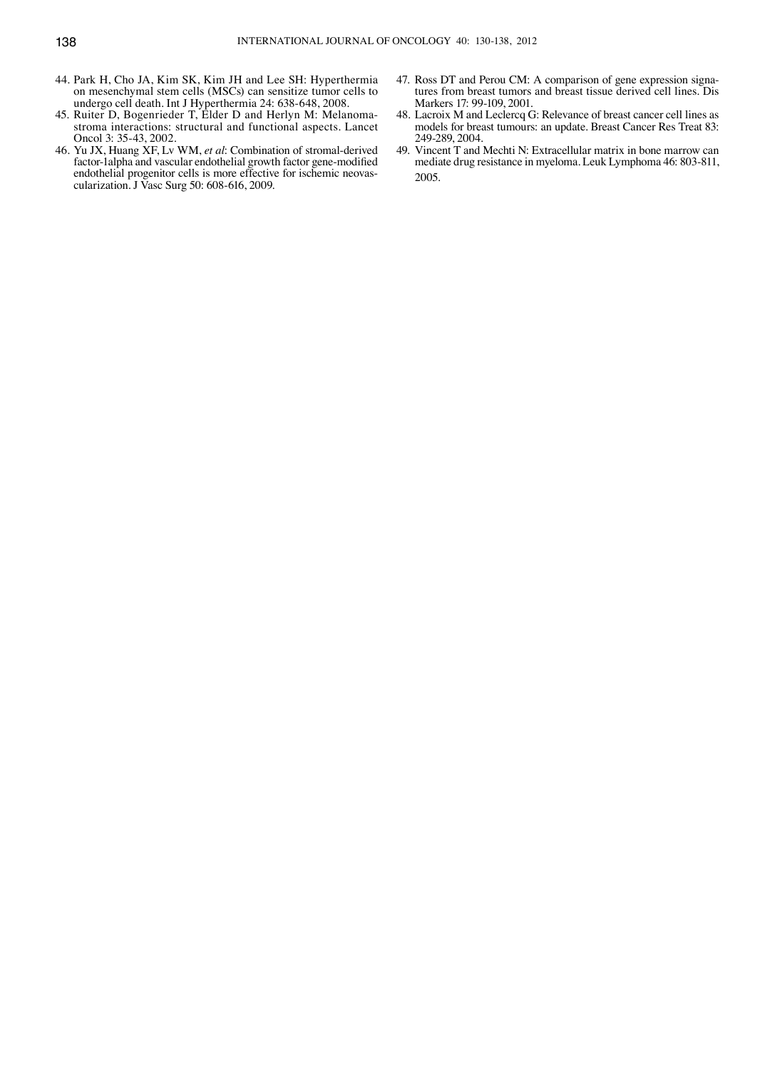44. Park H, Cho JA, Kim SK, Kim JH and Lee SH: Hyperthermia on mesenchymal stem cells (MSCs) can sensitize tumor cells to undergo cell death. Int J Hyperthermia 24: 638-648, 2008.
45. Ruiter D, Bogenrieder T, Elder D and Herlyn M: Melanoma-stroma interactions: structural and functional aspects. Lancet Oncol 3: 35-43, 2002.
46. Yu JX, Huang XF, Lv WM, *et al*: Combination of stromal-derived factor-1alpha and vascular endothelial growth factor gene-modified endothelial progenitor cells is more effective for ischemic neovascularization. J Vasc Surg 50: 608-616, 2009.
47. Ross DT and Perou CM: A comparison of gene expression signatures from breast tumors and breast tissue derived cell lines. Dis Markers 17: 99-109, 2001.
48. Lacroix M and Leclercq G: Relevance of breast cancer cell lines as models for breast tumours: an update. Breast Cancer Res Treat 83: 249-289, 2004.
49. Vincent T and Mechti N: Extracellular matrix in bone marrow can mediate drug resistance in myeloma. Leuk Lymphoma 46: 803-811, 2005.